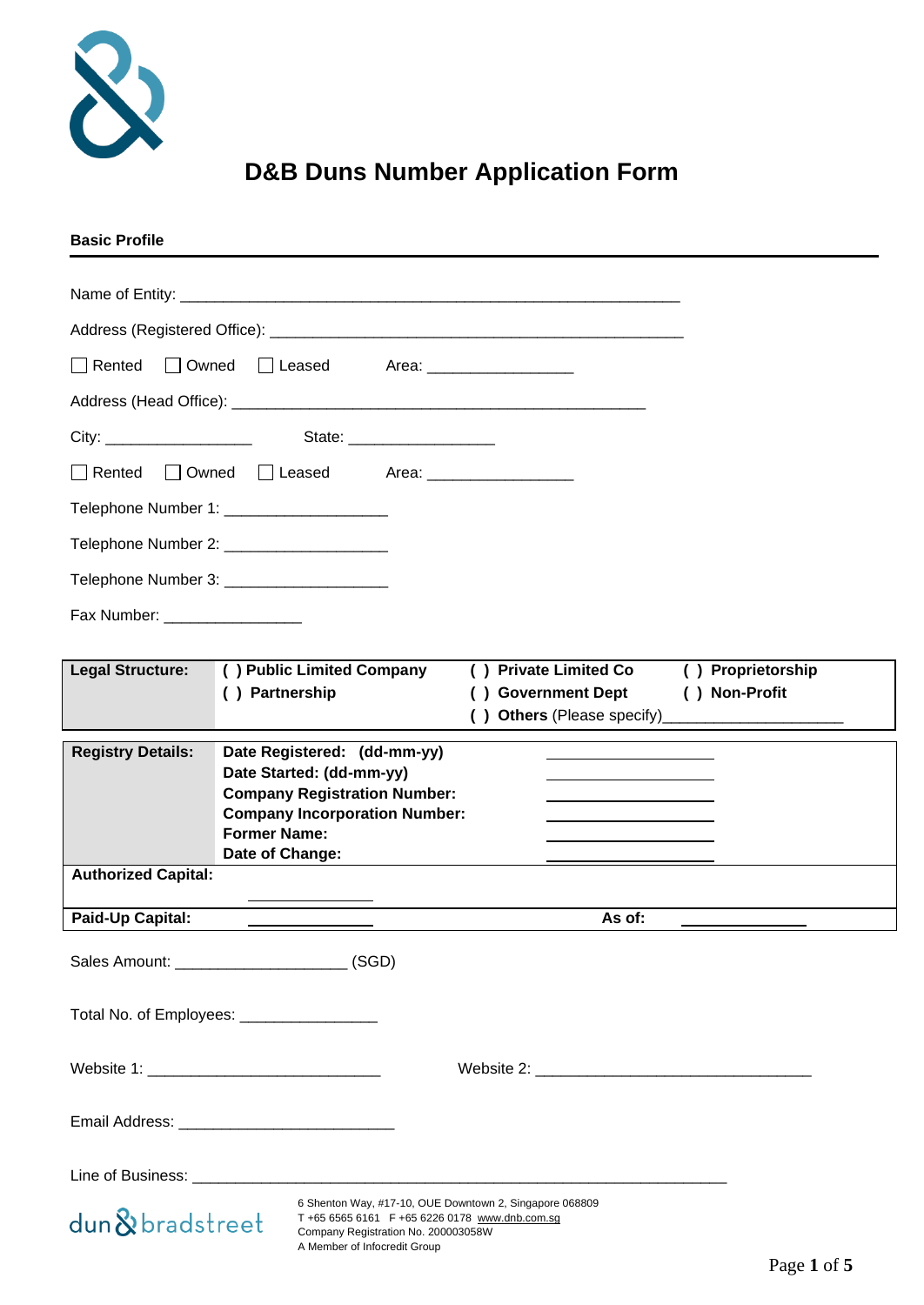# D&B Duns Number Application Form

**Basic Profile**

Name of Entity: ____________________________________________________________

Address (Registered Office): __________________________________________________

☐ Rented ☐ Owned ☐ Leased Area: _________________

Address (Head Office): __________________________________________________

City: _________________ State: _________________

☐ Rented ☐ Owned ☐ Leased Area: _________________

Telephone Number 1: ___________________

Telephone Number 2: ___________________

Telephone Number 3: ___________________

Fax Number: ________________

| **Legal Structure:** | **( ) Public Limited Company** | **( ) Private Limited Co** | **( ) Proprietorship** |
|---|---|---|---|
| | **( ) Partnership** | **( ) Government Dept** | **( ) Non-Profit** |
| | | **( ) Others** (Please specify)____________________ | |

| **Registry Details:** | **Date Registered: (dd-mm-yy)** | ____________ |
|---|---|---|
| | **Date Started: (dd-mm-yy)** | ____________ |
| | **Company Registration Number:** | ____________ |
| | **Company Incorporation Number:** | ____________ |
| | **Former Name:** | ____________ |
| | **Date of Change:** | ____________ |
| **Authorized Capital:** | ____________ | |
| **Paid-Up Capital:** | ____________ | **As of:** ____________ |

Sales Amount: ____________________ (SGD)

Total No. of Employees: ________________

Website 1: ___________________________ Website 2: ________________________________

Email Address: _________________________

Line of Business: ______________________________________________________________

dun & bradstreet

6 Shenton Way, #17-10, OUE Downtown 2, Singapore 068809
T +65 6565 6161 F +65 6226 0178 www.dnb.com.sg
Company Registration No. 200003058W
A Member of Infocredit Group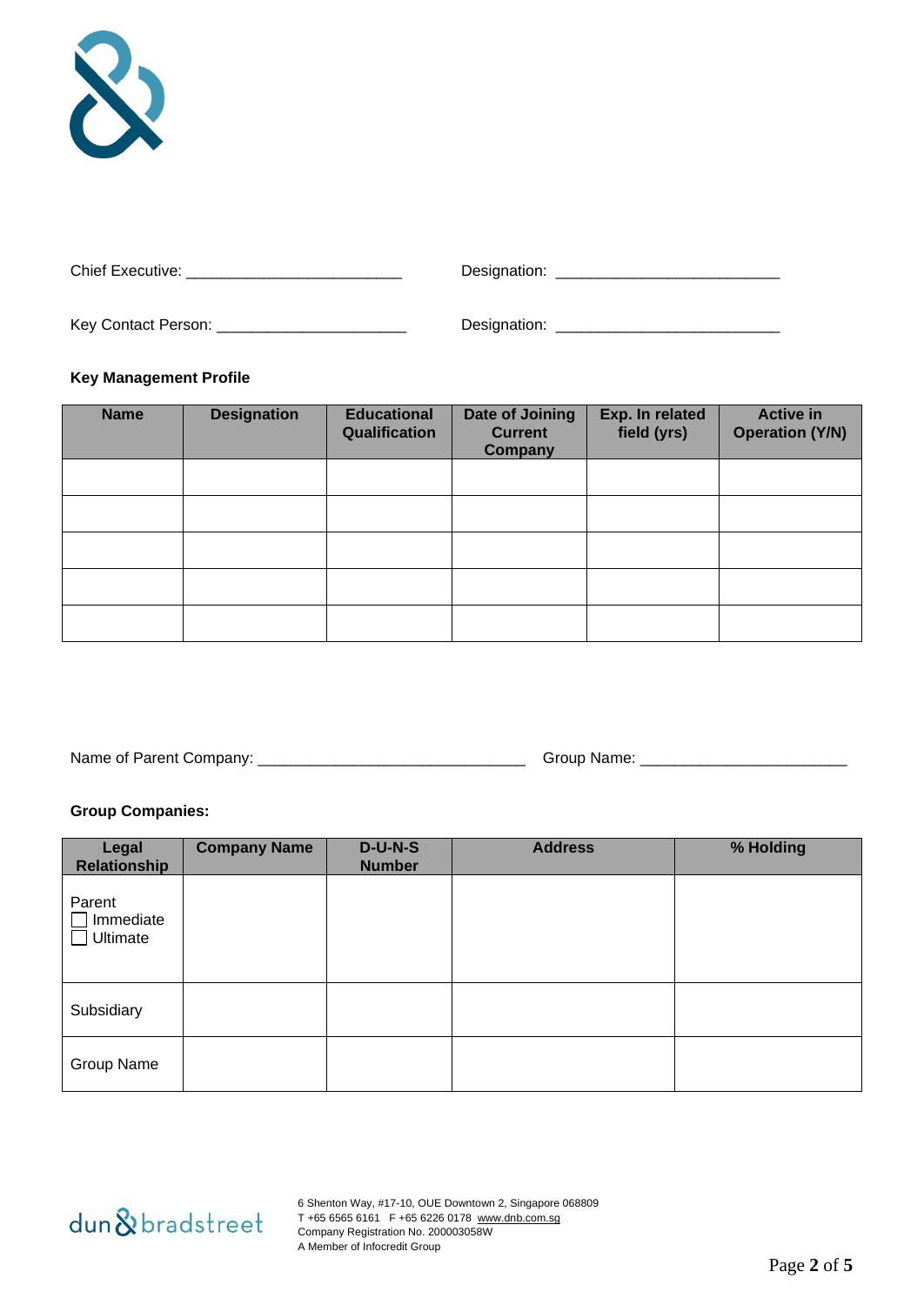Chief Executive: _________________________ Designation: __________________________

Key Contact Person: ______________________ Designation: __________________________

**Key Management Profile**

| Name | Designation | Educational Qualification | Date of Joining Current Company | Exp. In related field (yrs) | Active in Operation (Y/N) |
|---|---|---|---|---|---|
| | | | | | |
| | | | | | |
| | | | | | |
| | | | | | |
| | | | | | |

Name of Parent Company: _______________________________ Group Name: ________________________

**Group Companies:**

| Legal Relationship | Company Name | D-U-N-S Number | Address | % Holding |
|---|---|---|---|---|
| Parent<br>☐ Immediate<br>☐ Ultimate | | | | |
| Subsidiary | | | | |
| Group Name | | | | |

dun & bradstreet

6 Shenton Way, #17-10, OUE Downtown 2, Singapore 068809
T +65 6565 6161 F +65 6226 0178 www.dnb.com.sg
Company Registration No. 200003058W
A Member of Infocredit Group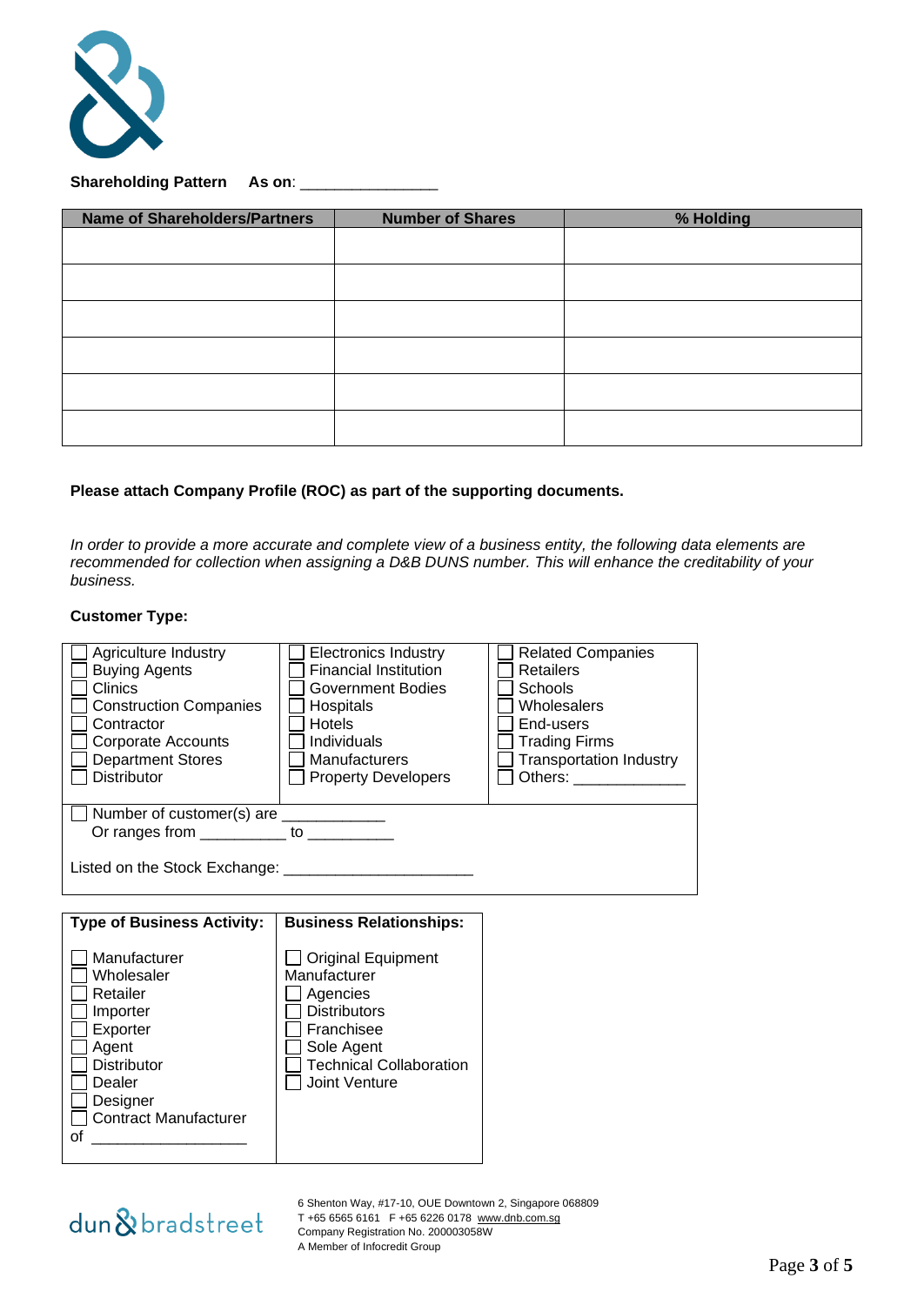**Shareholding Pattern** **As on**: ________________

| Name of Shareholders/Partners | Number of Shares | % Holding |
|---|---|---|
| | | |
| | | |
| | | |
| | | |
| | | |
| | | |

**Please attach Company Profile (ROC) as part of the supporting documents.**

*In order to provide a more accurate and complete view of a business entity, the following data elements are recommended for collection when assigning a D&B DUNS number. This will enhance the creditability of your business.*

**Customer Type:**

| | | |
|---|---|---|
| ☐ Agriculture Industry<br>☐ Buying Agents<br>☐ Clinics<br>☐ Construction Companies<br>☐ Contractor<br>☐ Corporate Accounts<br>☐ Department Stores<br>☐ Distributor | ☐ Electronics Industry<br>☐ Financial Institution<br>☐ Government Bodies<br>☐ Hospitals<br>☐ Hotels<br>☐ Individuals<br>☐ Manufacturers<br>☐ Property Developers | ☐ Related Companies<br>☐ Retailers<br>☐ Schools<br>☐ Wholesalers<br>☐ End-users<br>☐ Trading Firms<br>☐ Transportation Industry<br>☐ Others: _____________ |

☐ Number of customer(s) are ____________
Or ranges from __________ to __________

Listed on the Stock Exchange: ______________________

| Type of Business Activity: | Business Relationships: |
|---|---|
| ☐ Manufacturer<br>☐ Wholesaler<br>☐ Retailer<br>☐ Importer<br>☐ Exporter<br>☐ Agent<br>☐ Distributor<br>☐ Dealer<br>☐ Designer<br>☐ Contract Manufacturer<br>of __________________ | ☐ Original Equipment Manufacturer<br>☐ Agencies<br>☐ Distributors<br>☐ Franchisee<br>☐ Sole Agent<br>☐ Technical Collaboration<br>☐ Joint Venture |

dun & bradstreet

6 Shenton Way, #17-10, OUE Downtown 2, Singapore 068809
T +65 6565 6161 F +65 6226 0178 www.dnb.com.sg
Company Registration No. 200003058W
A Member of Infocredit Group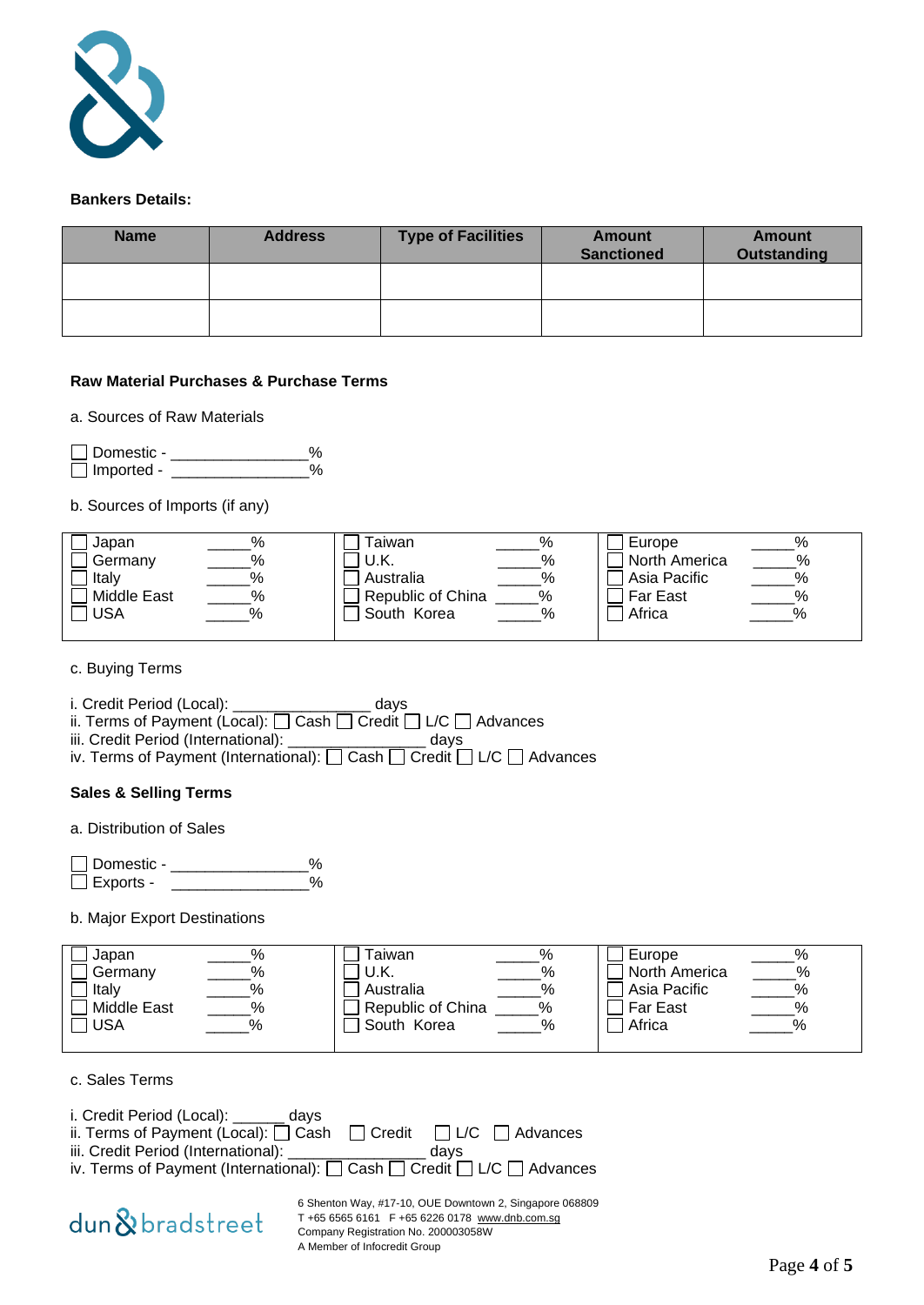**Bankers Details:**

| Name | Address | Type of Facilities | Amount Sanctioned | Amount Outstanding |
|---|---|---|---|---|
| | | | | |
| | | | | |

**Raw Material Purchases & Purchase Terms**

a. Sources of Raw Materials

☐ Domestic - _______________%
☐ Imported - _______________%

b. Sources of Imports (if any)

| | | |
|---|---|---|
| ☐ Japan _____% | ☐ Taiwan _____% | ☐ Europe _____% |
| ☐ Germany _____% | ☐ U.K. _____% | ☐ North America _____% |
| ☐ Italy _____% | ☐ Australia _____% | ☐ Asia Pacific _____% |
| ☐ Middle East _____% | ☐ Republic of China _____% | ☐ Far East _____% |
| ☐ USA _____% | ☐ South Korea _____% | ☐ Africa _____% |

c. Buying Terms

i. Credit Period (Local): _______________ days
ii. Terms of Payment (Local): ☐ Cash ☐ Credit ☐ L/C ☐ Advances
iii. Credit Period (International): _______________ days
iv. Terms of Payment (International): ☐ Cash ☐ Credit ☐ L/C ☐ Advances

**Sales & Selling Terms**

a. Distribution of Sales

☐ Domestic - _______________%
☐ Exports - _______________%

b. Major Export Destinations

| | | |
|---|---|---|
| ☐ Japan _____% | ☐ Taiwan _____% | ☐ Europe _____% |
| ☐ Germany _____% | ☐ U.K. _____% | ☐ North America _____% |
| ☐ Italy _____% | ☐ Australia _____% | ☐ Asia Pacific _____% |
| ☐ Middle East _____% | ☐ Republic of China _____% | ☐ Far East _____% |
| ☐ USA _____% | ☐ South Korea _____% | ☐ Africa _____% |

c. Sales Terms

i. Credit Period (Local): ______ days
ii. Terms of Payment (Local): ☐ Cash ☐ Credit ☐ L/C ☐ Advances
iii. Credit Period (International): _______________ days
iv. Terms of Payment (International): ☐ Cash ☐ Credit ☐ L/C ☐ Advances

dun & bradstreet

6 Shenton Way, #17-10, OUE Downtown 2, Singapore 068809
T +65 6565 6161 F +65 6226 0178 www.dnb.com.sg
Company Registration No. 200003058W
A Member of Infocredit Group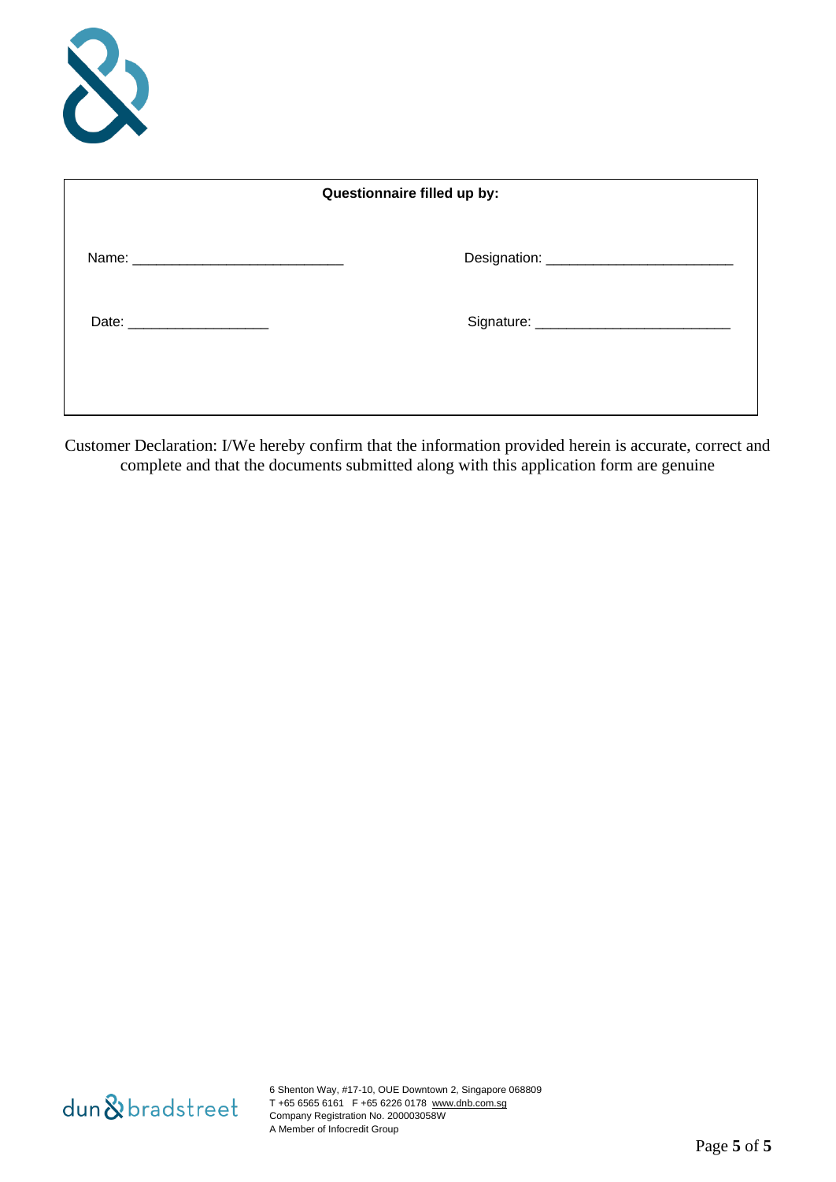**Questionnaire filled up by:**

Name: ___________________________ Designation: ________________________

Date: __________________ Signature: _________________________

Customer Declaration: I/We hereby confirm that the information provided herein is accurate, correct and complete and that the documents submitted along with this application form are genuine

6 Shenton Way, #17-10, OUE Downtown 2, Singapore 068809
T +65 6565 6161 F +65 6226 0178 www.dnb.com.sg
Company Registration No. 200003058W
A Member of Infocredit Group